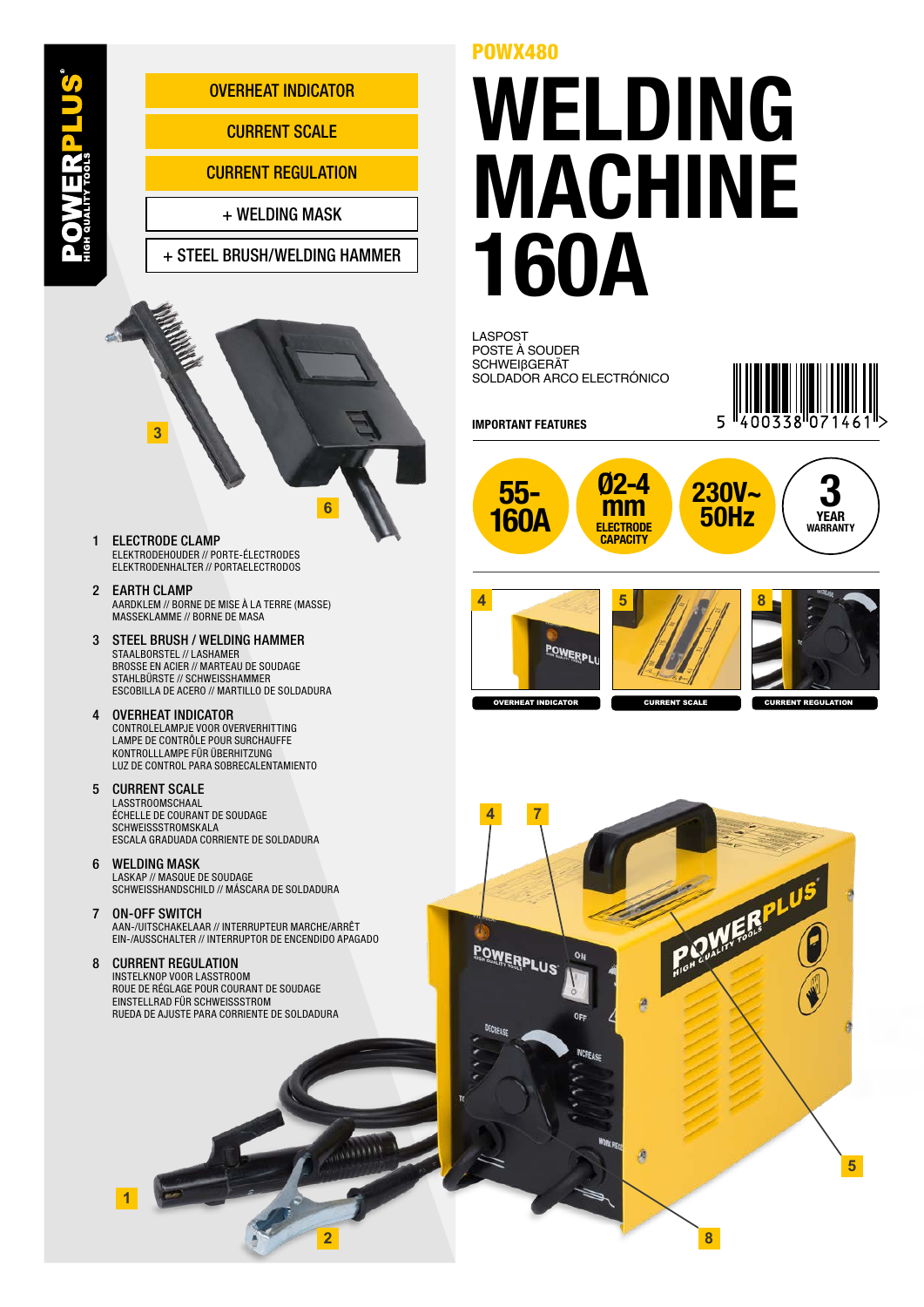POWERPLUS HIGH QUALITY TOOLS

- OVERHEAT INDICATOR
- CURRENT SCALE
- CURRENT REGULATION
- + WELDING MASK
- + STEEL BRUSH/WELDING HAMMER

POWX480

# WELDING MACHINE 160A

LASPOST
POSTE À SOUDER
SCHWEIßGERÄT
SOLDADOR ARCO ELECTRÓNICO

**IMPORTANT FEATURES**

5 400338 071461

- 55-160A
- Ø2-4 mm ELECTRODE CAPACITY
- 230V~ 50Hz
- 3 YEAR WARRANTY

4 OVERHEAT INDICATOR
5 CURRENT SCALE
8 CURRENT REGULATION

1. **ELECTRODE CLAMP**
   ELEKTRODEHOUDER // PORTE-ÉLECTRODES
   ELEKTRODENHALTER // PORTAELECTRODOS
2. **EARTH CLAMP**
   AARDKLEM // BORNE DE MISE À LA TERRE (MASSE)
   MASSEKLAMME // BORNE DE MASA
3. **STEEL BRUSH / WELDING HAMMER**
   STAALBORSTEL // LASHAMER
   BROSSE EN ACIER // MARTEAU DE SOUDAGE
   STAHLBÜRSTE // SCHWEISSHAMMER
   ESCOBILLA DE ACERO // MARTILLO DE SOLDADURA
4. **OVERHEAT INDICATOR**
   CONTROLELAMPJE VOOR OVERVERHITTING
   LAMPE DE CONTRÔLE POUR SURCHAUFFE
   KONTROLLLAMPE FÜR ÜBERHITZUNG
   LUZ DE CONTROL PARA SOBRECALENTAMIENTO
5. **CURRENT SCALE**
   LASSTROOMSCHAAL
   ÉCHELLE DE COURANT DE SOUDAGE
   SCHWEISSSTROMSKALA
   ESCALA GRADUADA CORRIENTE DE SOLDADURA
6. **WELDING MASK**
   LASKAP // MASQUE DE SOUDAGE
   SCHWEISSHANDSCHILD // MÁSCARA DE SOLDADURA
7. **ON-OFF SWITCH**
   AAN-/UITSCHAKELAAR // INTERRUPTEUR MARCHE/ARRÊT
   EIN-/AUSSCHALTER // INTERRUPTOR DE ENCENDIDO APAGADO
8. **CURRENT REGULATION**
   INSTELKNOP VOOR LASSTROOM
   ROUE DE RÉGLAGE POUR COURANT DE SOUDAGE
   EINSTELLRAD FÜR SCHWEISSSTROM
   RUEDA DE AJUSTE PARA CORRIENTE DE SOLDADURA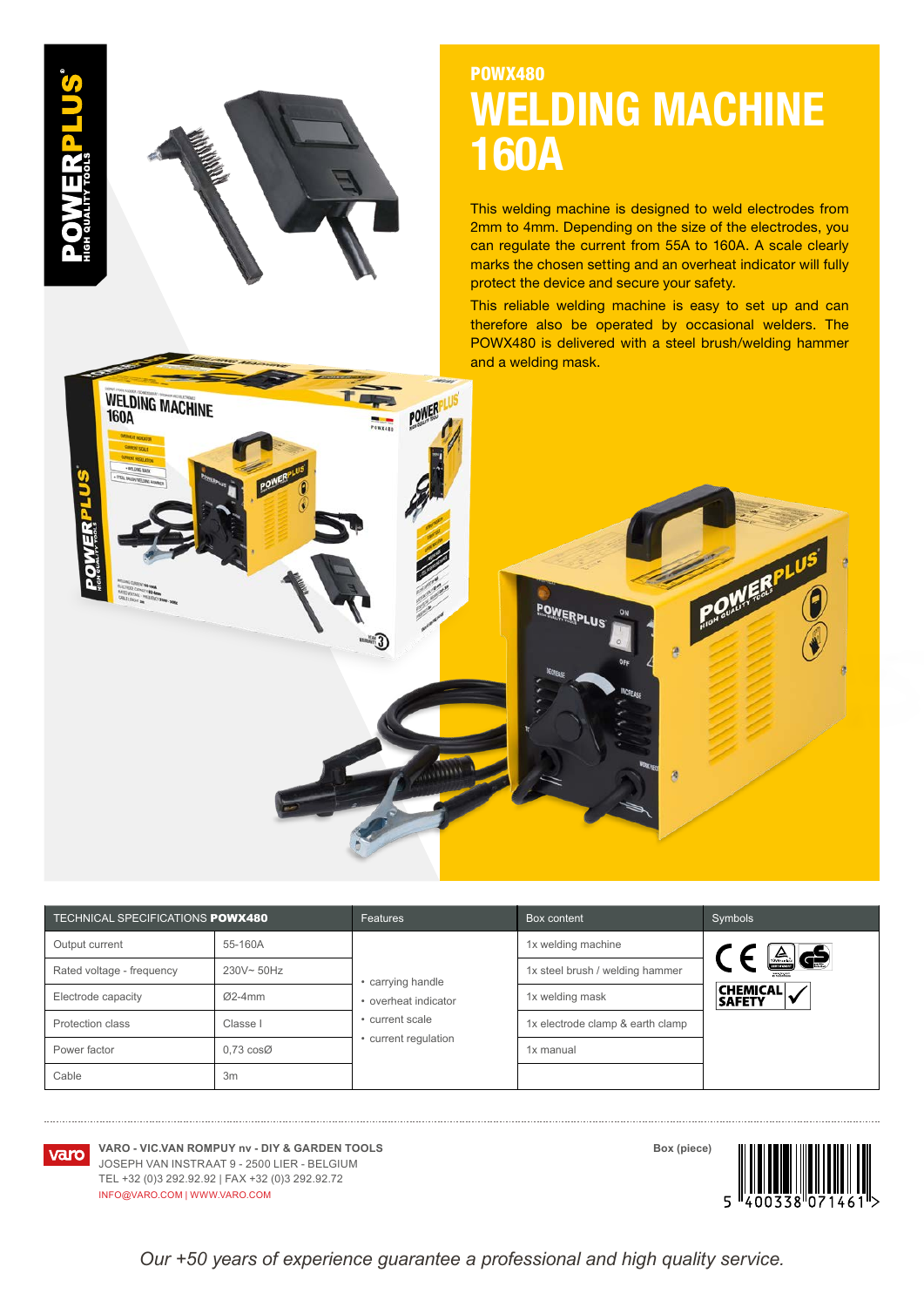POWX480

# WELDING MACHINE 160A

This welding machine is designed to weld electrodes from 2mm to 4mm. Depending on the size of the electrodes, you can regulate the current from 55A to 160A. A scale clearly marks the chosen setting and an overheat indicator will fully protect the device and secure your safety.

This reliable welding machine is easy to set up and can therefore also be operated by occasional welders. The POWX480 is delivered with a steel brush/welding hammer and a welding mask.

| TECHNICAL SPECIFICATIONS **POWX480** | | Features | Box content | Symbols |
|---|---|---|---|---|
| Output current | 55-160A | • carrying handle<br>• overheat indicator<br>• current scale<br>• current regulation | 1x welding machine | CE, GS, CHEMICAL SAFETY |
| Rated voltage - frequency | 230V~ 50Hz | | 1x steel brush / welding hammer | |
| Electrode capacity | Ø2-4mm | | 1x welding mask | |
| Protection class | Classe I | | 1x electrode clamp & earth clamp | |
| Power factor | 0,73 cosØ | | 1x manual | |
| Cable | 3m | | | |

**VARO - VIC.VAN ROMPUY nv - DIY & GARDEN TOOLS**
JOSEPH VAN INSTRAAT 9 - 2500 LIER - BELGIUM
TEL +32 (0)3 292.92.92 | FAX +32 (0)3 292.92.72
INFO@VARO.COM | WWW.VARO.COM

**Box (piece)**
5 400338 071461

*Our +50 years of experience guarantee a professional and high quality service.*